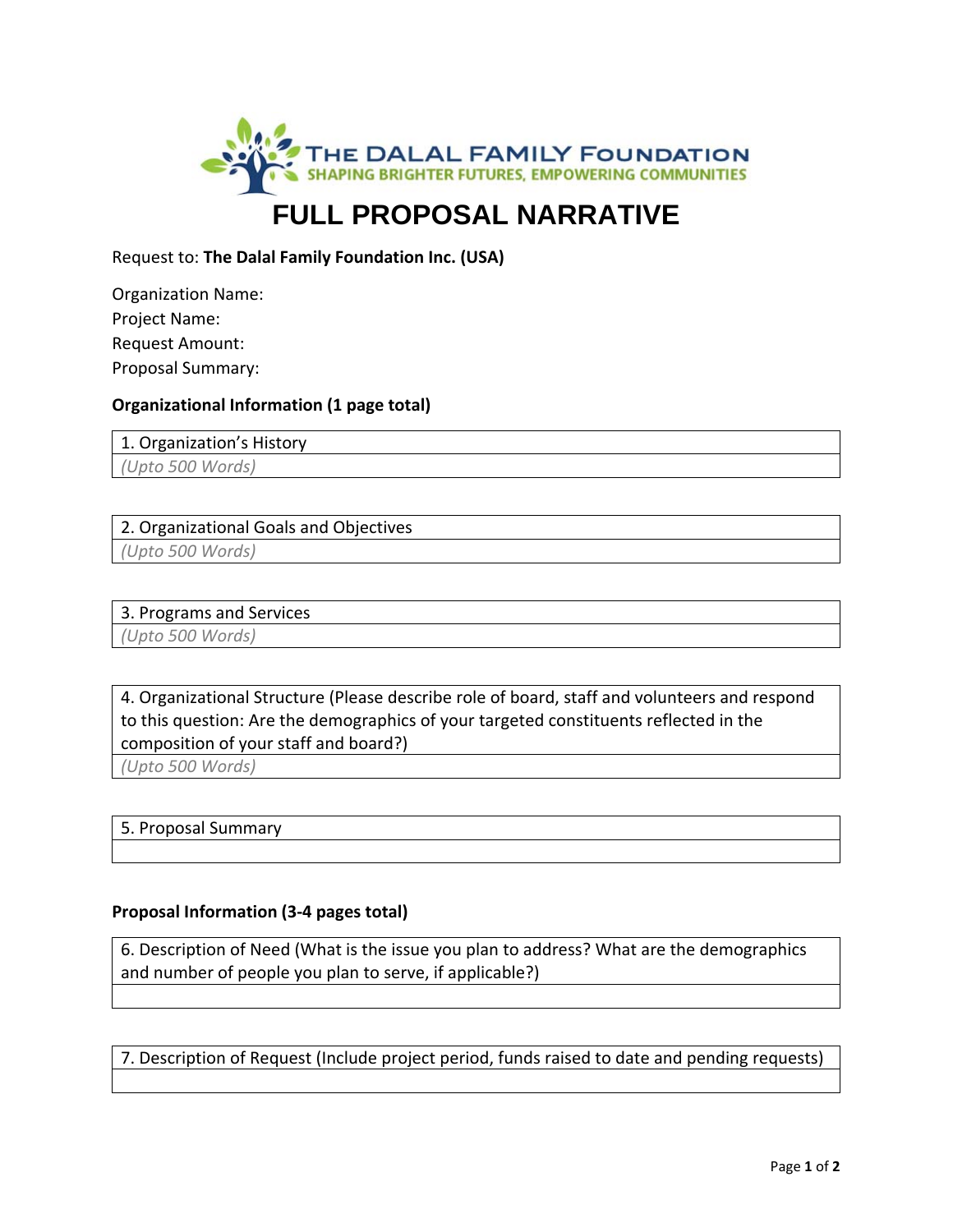THE DALAL FAMILY FOUNDATION
SHAPING BRIGHTER FUTURES, EMPOWERING COMMUNITIES

# FULL PROPOSAL NARRATIVE

Request to: **The Dalal Family Foundation Inc. (USA)**

Organization Name:
Project Name:
Request Amount:
Proposal Summary:

**Organizational Information (1 page total)**

| 1. Organization's History |
|---|
| *(Upto 500 Words)* |

| 2. Organizational Goals and Objectives |
|---|
| *(Upto 500 Words)* |

| 3. Programs and Services |
|---|
| *(Upto 500 Words)* |

| 4. Organizational Structure (Please describe role of board, staff and volunteers and respond to this question: Are the demographics of your targeted constituents reflected in the composition of your staff and board?) |
|---|
| *(Upto 500 Words)* |

| 5. Proposal Summary |
|---|
| |

**Proposal Information (3-4 pages total)**

| 6. Description of Need (What is the issue you plan to address? What are the demographics and number of people you plan to serve, if applicable?) |
|---|
| |

| 7. Description of Request (Include project period, funds raised to date and pending requests) |
|---|
| |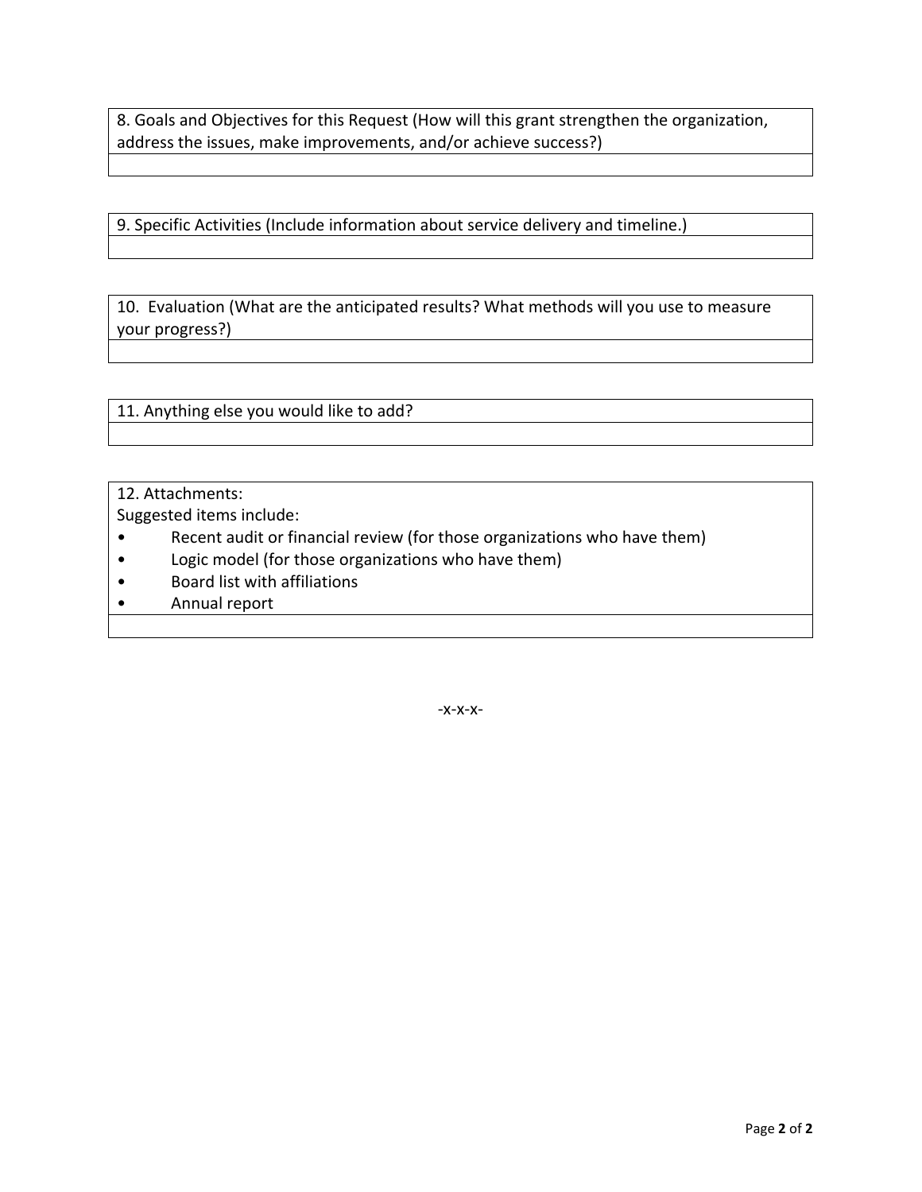8. Goals and Objectives for this Request (How will this grant strengthen the organization, address the issues, make improvements, and/or achieve success?)

9. Specific Activities (Include information about service delivery and timeline.)

10. Evaluation (What are the anticipated results? What methods will you use to measure your progress?)

11. Anything else you would like to add?

12. Attachments:

Suggested items include:

- Recent audit or financial review (for those organizations who have them)
- Logic model (for those organizations who have them)
- Board list with affiliations
- Annual report

-x-x-x-